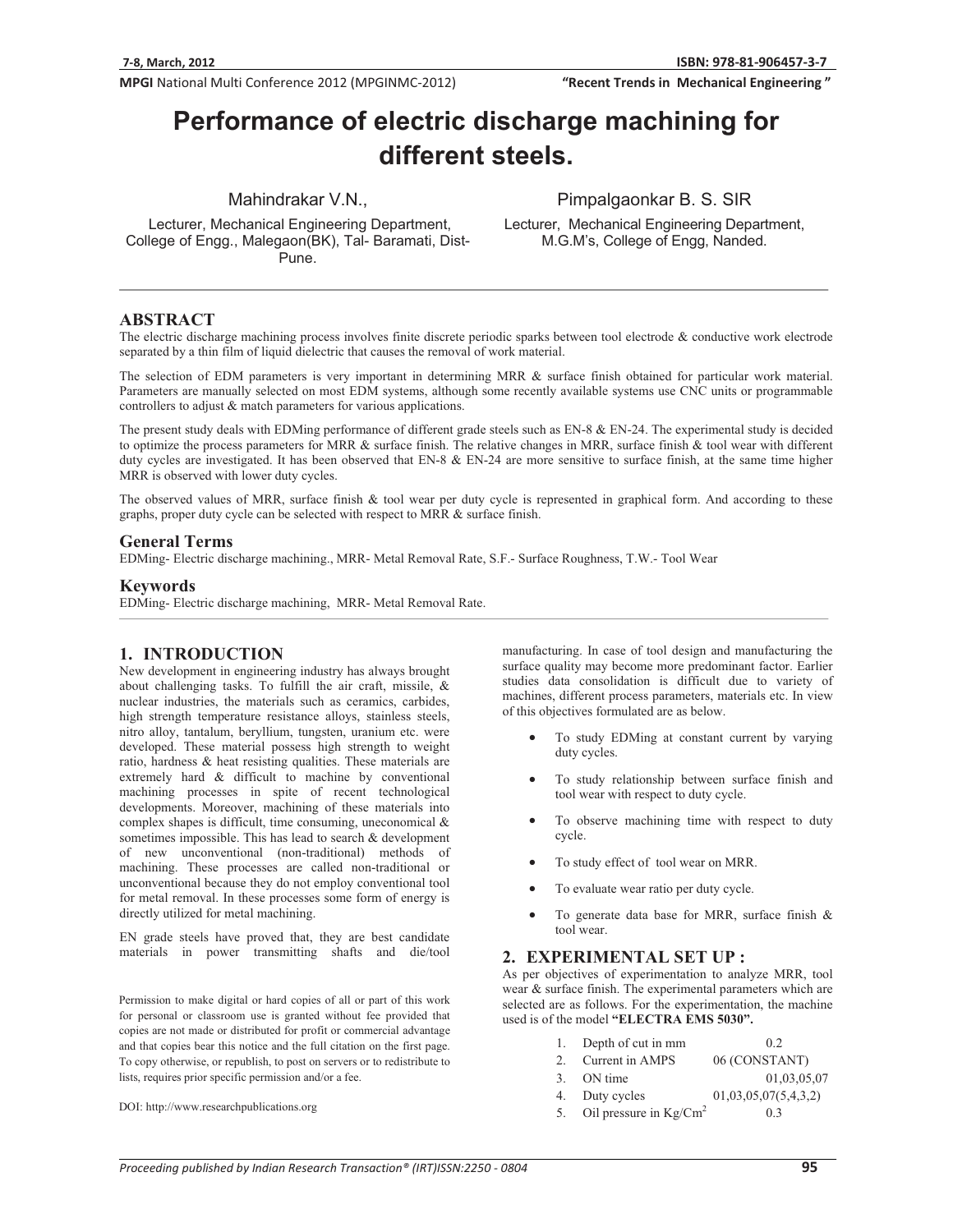# Performance of electric discharge machining for different steels.

Mahindrakar V.N.,
Lecturer, Mechanical Engineering Department, College of Engg., Malegaon(BK), Tal- Baramati, Dist-Pune.

Pimpalgaonkar B. S. SIR
Lecturer, Mechanical Engineering Department, M.G.M's, College of Engg, Nanded.

## ABSTRACT

The electric discharge machining process involves finite discrete periodic sparks between tool electrode & conductive work electrode separated by a thin film of liquid dielectric that causes the removal of work material.

The selection of EDM parameters is very important in determining MRR & surface finish obtained for particular work material. Parameters are manually selected on most EDM systems, although some recently available systems use CNC units or programmable controllers to adjust & match parameters for various applications.

The present study deals with EDMing performance of different grade steels such as EN-8 & EN-24. The experimental study is decided to optimize the process parameters for MRR & surface finish. The relative changes in MRR, surface finish & tool wear with different duty cycles are investigated. It has been observed that EN-8 & EN-24 are more sensitive to surface finish, at the same time higher MRR is observed with lower duty cycles.

The observed values of MRR, surface finish & tool wear per duty cycle is represented in graphical form. And according to these graphs, proper duty cycle can be selected with respect to MRR & surface finish.

### General Terms

EDMing- Electric discharge machining., MRR- Metal Removal Rate, S.F.- Surface Roughness, T.W.- Tool Wear

### Keywords

EDMing- Electric discharge machining, MRR- Metal Removal Rate.

## 1. INTRODUCTION

New development in engineering industry has always brought about challenging tasks. To fulfill the air craft, missile, & nuclear industries, the materials such as ceramics, carbides, high strength temperature resistance alloys, stainless steels, nitro alloy, tantalum, beryllium, tungsten, uranium etc. were developed. These material possess high strength to weight ratio, hardness & heat resisting qualities. These materials are extremely hard & difficult to machine by conventional machining processes in spite of recent technological developments. Moreover, machining of these materials into complex shapes is difficult, time consuming, uneconomical & sometimes impossible. This has lead to search & development of new unconventional (non-traditional) methods of machining. These processes are called non-traditional or unconventional because they do not employ conventional tool for metal removal. In these processes some form of energy is directly utilized for metal machining.

EN grade steels have proved that, they are best candidate materials in power transmitting shafts and die/tool manufacturing. In case of tool design and manufacturing the surface quality may become more predominant factor. Earlier studies data consolidation is difficult due to variety of machines, different process parameters, materials etc. In view of this objectives formulated are as below.

- To study EDMing at constant current by varying duty cycles.
- To study relationship between surface finish and tool wear with respect to duty cycle.
- To observe machining time with respect to duty cycle.
- To study effect of tool wear on MRR.
- To evaluate wear ratio per duty cycle.
- To generate data base for MRR, surface finish & tool wear.

Permission to make digital or hard copies of all or part of this work for personal or classroom use is granted without fee provided that copies are not made or distributed for profit or commercial advantage and that copies bear this notice and the full citation on the first page. To copy otherwise, or republish, to post on servers or to redistribute to lists, requires prior specific permission and/or a fee.

DOI: http://www.researchpublications.org

## 2. EXPERIMENTAL SET UP :

As per objectives of experimentation to analyze MRR, tool wear & surface finish. The experimental parameters which are selected are as follows. For the experimentation, the machine used is of the model **"ELECTRA EMS 5030".**

1. Depth of cut in mm — 0.2
2. Current in AMPS — 06 (CONSTANT)
3. ON time — 01,03,05,07
4. Duty cycles — 01,03,05,07(5,4,3,2)
5. Oil pressure in $Kg/Cm^2$ — 0.3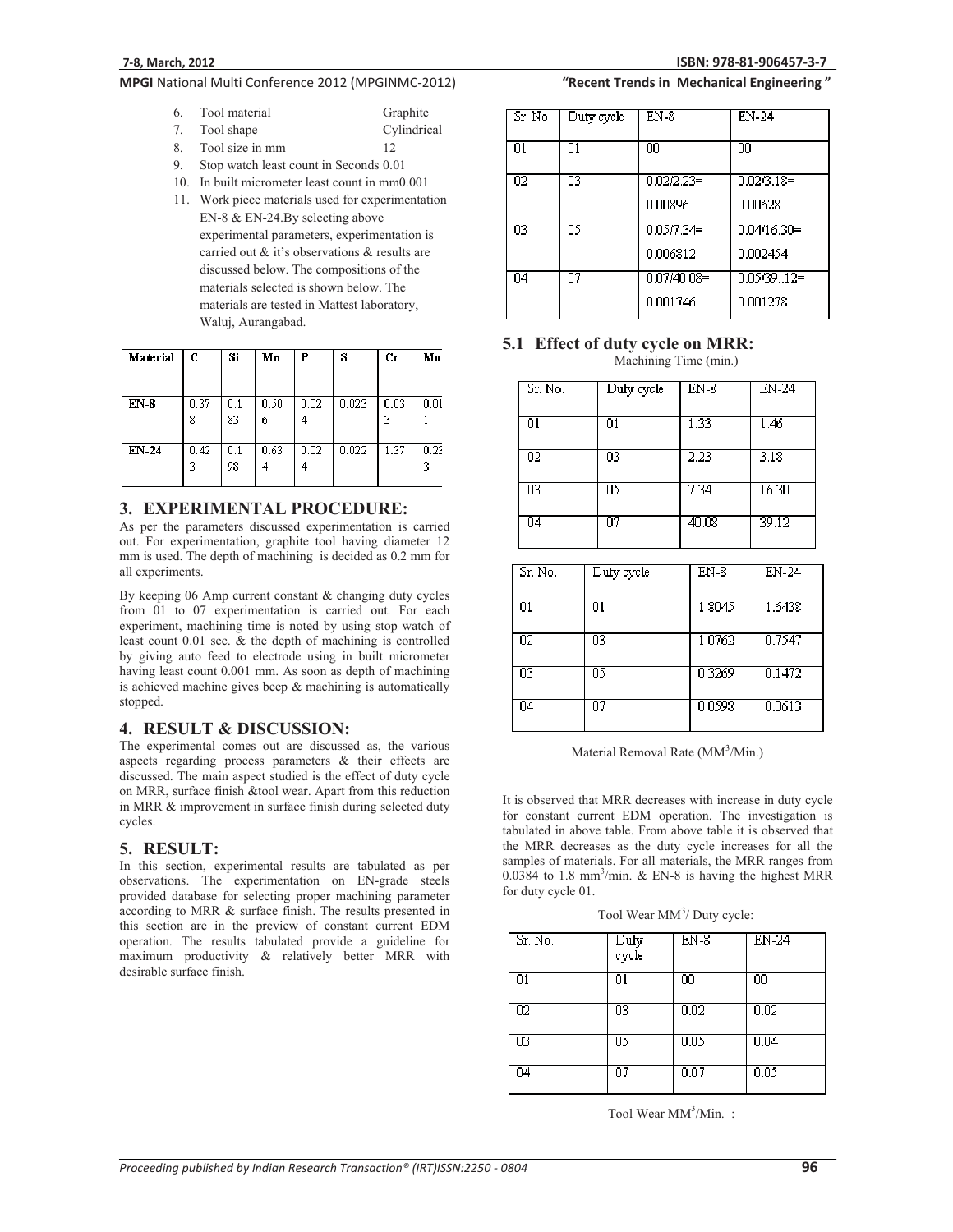6. Tool material Graphite
7. Tool shape Cylindrical
8. Tool size in mm 12
9. Stop watch least count in Seconds 0.01
10. In built micrometer least count in mm0.001
11. Work piece materials used for experimentation EN-8 & EN-24.By selecting above experimental parameters, experimentation is carried out & it's observations & results are discussed below. The compositions of the materials selected is shown below. The materials are tested in Mattest laboratory, Waluj, Aurangabad.

| Material | C | Si | Mn | P | S | Cr | Mo |
|---|---|---|---|---|---|---|---|
| EN-8 | 0.378 | 0.183 | 0.506 | 0.024 | 0.023 | 0.033 | 0.011 |
| EN-24 | 0.423 | 0.198 | 0.634 | 0.024 | 0.022 | 1.37 | 0.233 |

## 3. EXPERIMENTAL PROCEDURE:

As per the parameters discussed experimentation is carried out. For experimentation, graphite tool having diameter 12 mm is used. The depth of machining is decided as 0.2 mm for all experiments.

By keeping 06 Amp current constant & changing duty cycles from 01 to 07 experimentation is carried out. For each experiment, machining time is noted by using stop watch of least count 0.01 sec. & the depth of machining is controlled by giving auto feed to electrode using in built micrometer having least count 0.001 mm. As soon as depth of machining is achieved machine gives beep & machining is automatically stopped.

## 4. RESULT & DISCUSSION:

The experimental comes out are discussed as, the various aspects regarding process parameters & their effects are discussed. The main aspect studied is the effect of duty cycle on MRR, surface finish &tool wear. Apart from this reduction in MRR & improvement in surface finish during selected duty cycles.

## 5. RESULT:

In this section, experimental results are tabulated as per observations. The experimentation on EN-grade steels provided database for selecting proper machining parameter according to MRR & surface finish. The results presented in this section are in the preview of constant current EDM operation. The results tabulated provide a guideline for maximum productivity & relatively better MRR with desirable surface finish.

| Sr. No. | Duty cycle | EN-8 | EN-24 |
|---|---|---|---|
| 01 | 01 | 00 | 00 |
| 02 | 03 | 0.02/2.23= 0.00896 | 0.02/3.18= 0.00628 |
| 03 | 05 | 0.05/7.34= 0.006812 | 0.04/16.30= 0.002454 |
| 04 | 07 | 0.07/40.08= 0.001746 | 0.05/39..12= 0.001278 |

### 5.1 Effect of duty cycle on MRR:

Machining Time (min.)

| Sr. No. | Duty cycle | EN-8 | EN-24 |
|---|---|---|---|
| 01 | 01 | 1.33 | 1.46 |
| 02 | 03 | 2.23 | 3.18 |
| 03 | 05 | 7.34 | 16.30 |
| 04 | 07 | 40.08 | 39.12 |

| Sr. No. | Duty cycle | EN-8 | EN-24 |
|---|---|---|---|
| 01 | 01 | 1.8045 | 1.6438 |
| 02 | 03 | 1.0762 | 0.7547 |
| 03 | 05 | 0.3269 | 0.1472 |
| 04 | 07 | 0.0598 | 0.0613 |

Material Removal Rate ($MM^3$/Min.)

It is observed that MRR decreases with increase in duty cycle for constant current EDM operation. The investigation is tabulated in above table. From above table it is observed that the MRR decreases as the duty cycle increases for all the samples of materials. For all materials, the MRR ranges from 0.0384 to 1.8 $mm^3$/min. & EN-8 is having the highest MRR for duty cycle 01.

Tool Wear $MM^3$/ Duty cycle:

| Sr. No. | Duty cycle | EN-8 | EN-24 |
|---|---|---|---|
| 01 | 01 | 00 | 00 |
| 02 | 03 | 0.02 | 0.02 |
| 03 | 05 | 0.05 | 0.04 |
| 04 | 07 | 0.07 | 0.05 |

Tool Wear $MM^3$/Min. :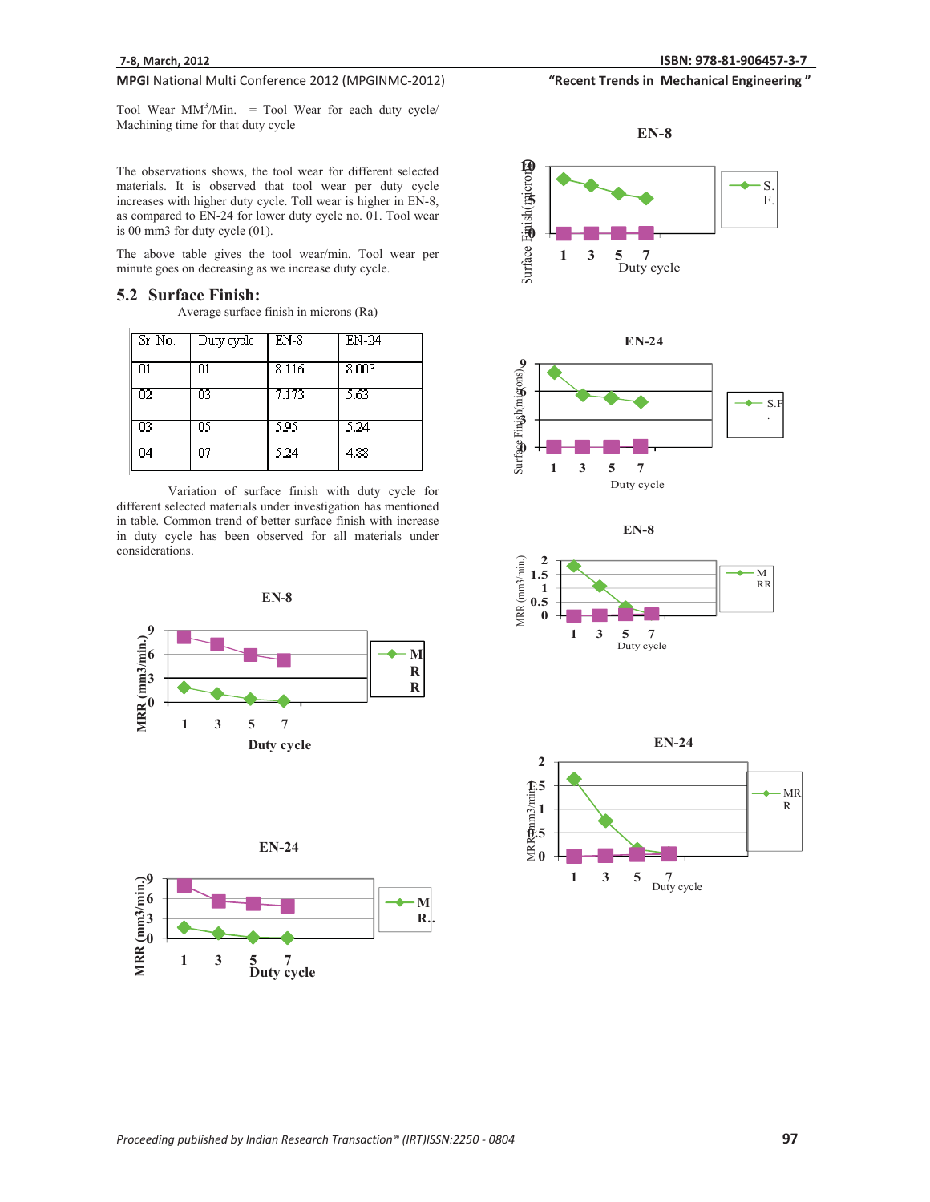Tool Wear $MM^3$/Min. = Tool Wear for each duty cycle/ Machining time for that duty cycle

The observations shows, the tool wear for different selected materials. It is observed that tool wear per duty cycle increases with higher duty cycle. Toll wear is higher in EN-8, as compared to EN-24 for lower duty cycle no. 01. Tool wear is 00 mm3 for duty cycle (01).

The above table gives the tool wear/min. Tool wear per minute goes on decreasing as we increase duty cycle.

## 5.2 Surface Finish:

Average surface finish in microns (Ra)

| Sr. No. | Duty cycle | EN-8 | EN-24 |
|---|---|---|---|
| 01 | 01 | 8.116 | 8.003 |
| 02 | 03 | 7.173 | 5.63 |
| 03 | 05 | 5.95 | 5.24 |
| 04 | 07 | 5.24 | 4.88 |

Variation of surface finish with duty cycle for different selected materials under investigation has mentioned in table. Common trend of better surface finish with increase in duty cycle has been observed for all materials under considerations.

EN-8

MRR (mm3/min.)

9
6
3
0

1 3 5 7

Duty cycle

MRR

EN-24

MRR (mm3/min.)

9
6
3
0

1 3 5 7

Duty cycle

MR..

EN-8

Surface Finish(microns)

10
5
0

1 3 5 7

Duty cycle

S.F.

EN-24

Surface Finish(microns)

9
6
3
0

1 3 5 7

Duty cycle

S.F.

EN-8

MRR (mm3/min.)

2
1.5
1
0.5
0

1 3 5 7

Duty cycle

MRR

EN-24

MRR(mm3/min)

2
1.5
1
0.5
0

1 3 5 7

Duty cycle

MRR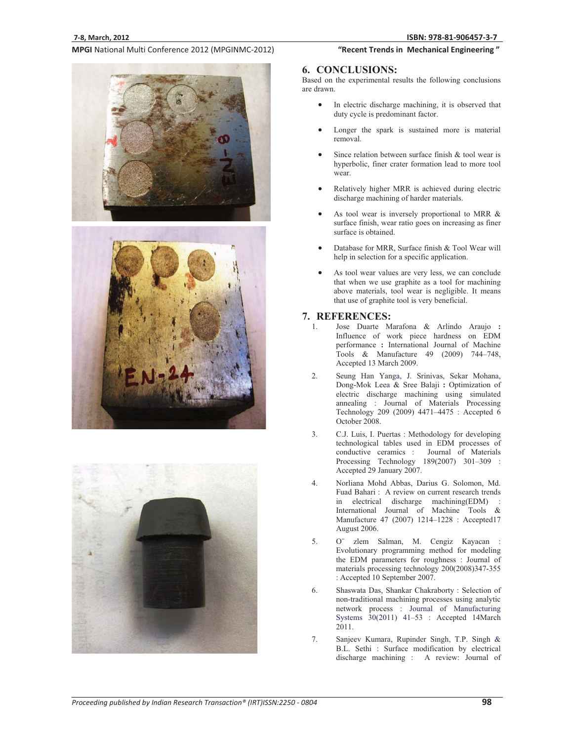## 6. CONCLUSIONS:

Based on the experimental results the following conclusions are drawn.

- In electric discharge machining, it is observed that duty cycle is predominant factor.
- Longer the spark is sustained more is material removal.
- Since relation between surface finish & tool wear is hyperbolic, finer crater formation lead to more tool wear.
- Relatively higher MRR is achieved during electric discharge machining of harder materials.
- As tool wear is inversely proportional to MRR & surface finish, wear ratio goes on increasing as finer surface is obtained.
- Database for MRR, Surface finish & Tool Wear will help in selection for a specific application.
- As tool wear values are very less, we can conclude that when we use graphite as a tool for machining above materials, tool wear is negligible. It means that use of graphite tool is very beneficial.

## 7. REFERENCES:

1. Jose Duarte Marafona & Arlindo Araujo **:** Influence of work piece hardness on EDM performance **:** International Journal of Machine Tools & Manufacture 49 (2009) 744–748, Accepted 13 March 2009.
2. Seung Han Yanga, J. Srinivas, Sekar Mohana, Dong-Mok Leea & Sree Balaji **:** Optimization of electric discharge machining using simulated annealing : Journal of Materials Processing Technology 209 (2009) 4471–4475 : Accepted 6 October 2008.
3. C.J. Luis, I. Puertas : Methodology for developing technological tables used in EDM processes of conductive ceramics : Journal of Materials Processing Technology 189(2007) 301–309 : Accepted 29 January 2007.
4. Norliana Mohd Abbas, Darius G. Solomon, Md. Fuad Bahari : A review on current research trends in electrical discharge machining(EDM) : International Journal of Machine Tools & Manufacture 47 (2007) 1214–1228 : Accepted17 August 2006.
5. O¨ zlem Salman, M. Cengiz Kayacan : Evolutionary programming method for modeling the EDM parameters for roughness : Journal of materials processing technology 200(2008)347-355 : Accepted 10 September 2007.
6. Shaswata Das, Shankar Chakraborty : Selection of non-traditional machining processes using analytic network process : Journal of Manufacturing Systems 30(2011) 41–53 : Accepted 14March 2011.
7. Sanjeev Kumara, Rupinder Singh, T.P. Singh & B.L. Sethi : Surface modification by electrical discharge machining : A review: Journal of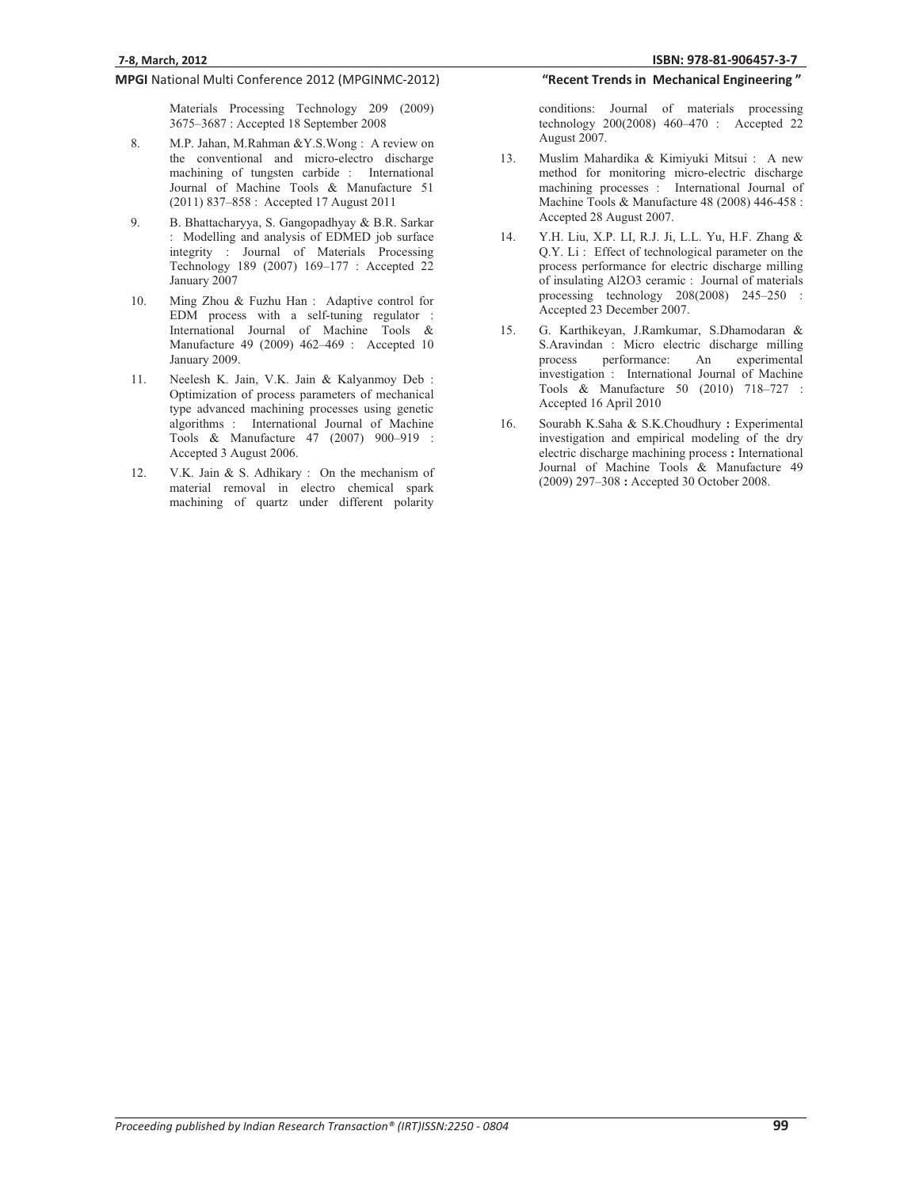Materials Processing Technology 209 (2009) 3675–3687 : Accepted 18 September 2008

8. M.P. Jahan, M.Rahman &Y.S.Wong : A review on the conventional and micro-electro discharge machining of tungsten carbide : International Journal of Machine Tools & Manufacture 51 (2011) 837–858 : Accepted 17 August 2011

9. B. Bhattacharyya, S. Gangopadhyay & B.R. Sarkar : Modelling and analysis of EDMED job surface integrity : Journal of Materials Processing Technology 189 (2007) 169–177 : Accepted 22 January 2007

10. Ming Zhou & Fuzhu Han : Adaptive control for EDM process with a self-tuning regulator : International Journal of Machine Tools & Manufacture 49 (2009) 462–469 : Accepted 10 January 2009.

11. Neelesh K. Jain, V.K. Jain & Kalyanmoy Deb : Optimization of process parameters of mechanical type advanced machining processes using genetic algorithms : International Journal of Machine Tools & Manufacture 47 (2007) 900–919 : Accepted 3 August 2006.

12. V.K. Jain & S. Adhikary : On the mechanism of material removal in electro chemical spark machining of quartz under different polarity conditions: Journal of materials processing technology 200(2008) 460–470 : Accepted 22 August 2007.

13. Muslim Mahardika & Kimiyuki Mitsui : A new method for monitoring micro-electric discharge machining processes : International Journal of Machine Tools & Manufacture 48 (2008) 446-458 : Accepted 28 August 2007.

14. Y.H. Liu, X.P. LI, R.J. Ji, L.L. Yu, H.F. Zhang & Q.Y. Li : Effect of technological parameter on the process performance for electric discharge milling of insulating $Al_2O_3$ ceramic : Journal of materials processing technology 208(2008) 245–250 : Accepted 23 December 2007.

15. G. Karthikeyan, J.Ramkumar, S.Dhamodaran & S.Aravindan : Micro electric discharge milling process performance: An experimental investigation : International Journal of Machine Tools & Manufacture 50 (2010) 718–727 : Accepted 16 April 2010

16. Sourabh K.Saha & S.K.Choudhury **:** Experimental investigation and empirical modeling of the dry electric discharge machining process **:** International Journal of Machine Tools & Manufacture 49 (2009) 297–308 **:** Accepted 30 October 2008.